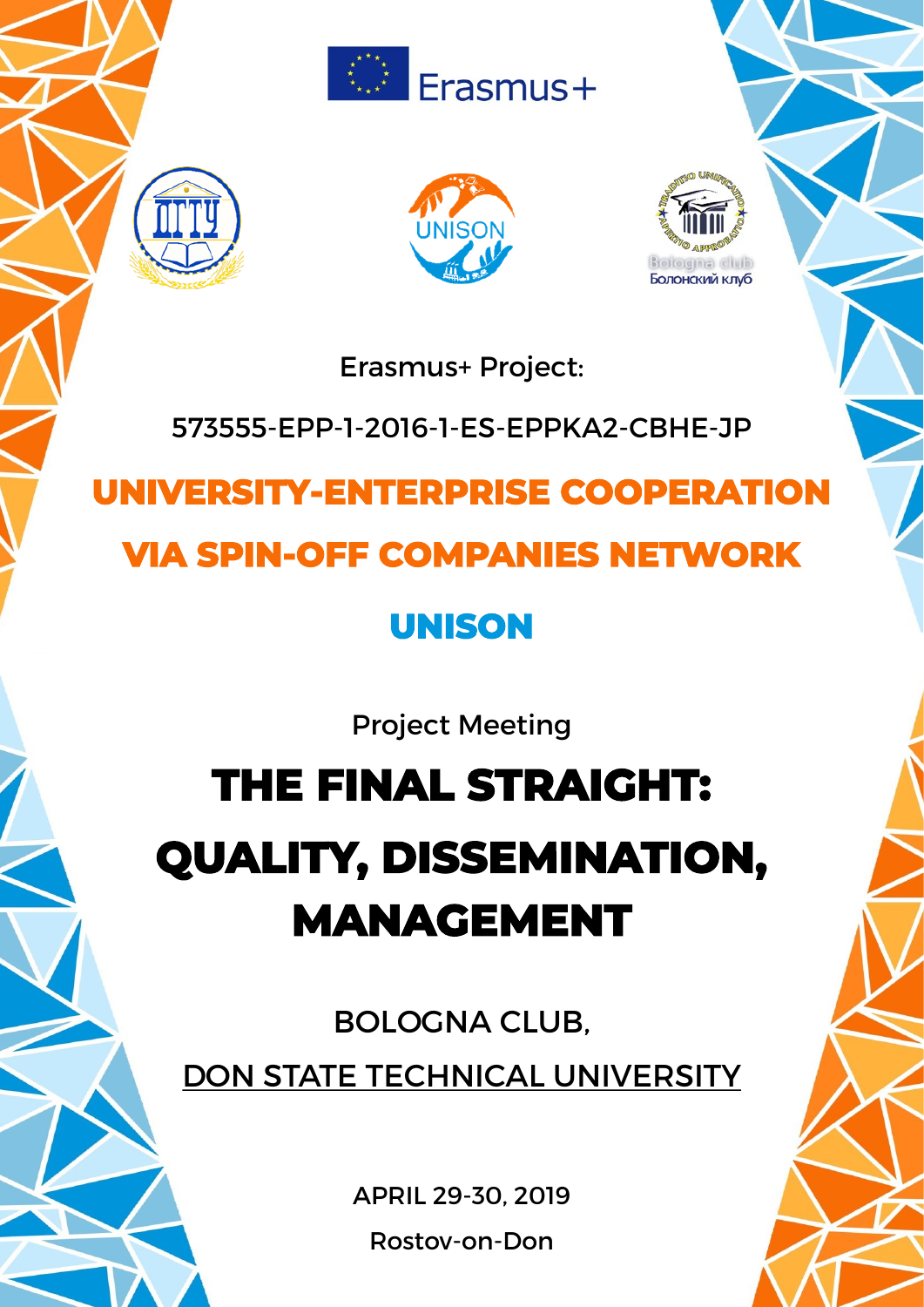Erasmus+

Bologna club

Болонский клуб

Erasmus+ Project:

573555-EPP-1-2016-1-ES-EPPKA2-CBHE-JP

# UNIVERSITY-ENTERPRISE COOPERATION VIA SPIN-OFF COMPANIES NETWORK

## UNISON

Project Meeting

# THE FINAL STRAIGHT: QUALITY, DISSEMINATION, MANAGEMENT

BOLOGNA CLUB,

DON STATE TECHNICAL UNIVERSITY

APRIL 29-30, 2019

Rostov-on-Don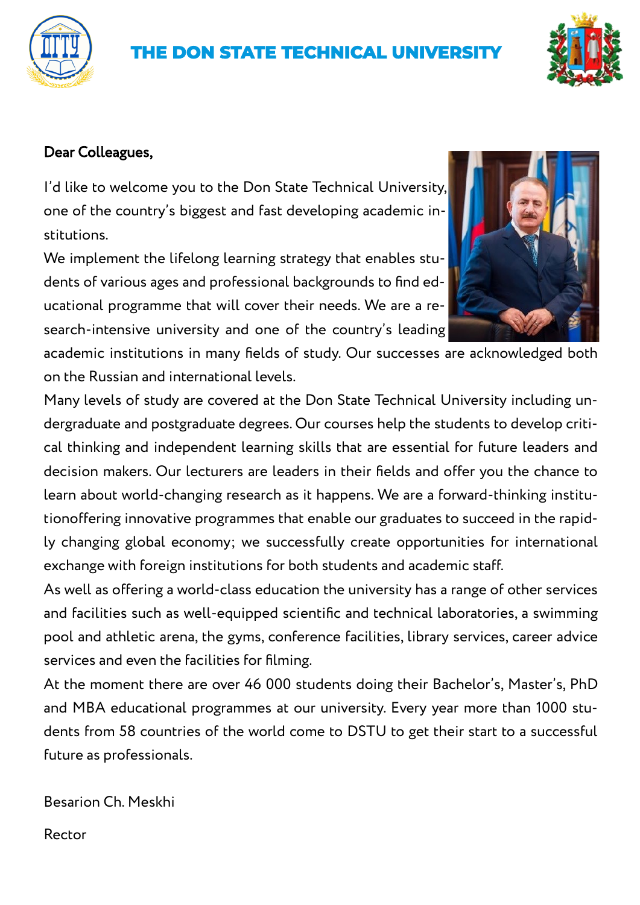# THE DON STATE TECHNICAL UNIVERSITY

**Dear Colleagues,**

I'd like to welcome you to the Don State Technical University, one of the country's biggest and fast developing academic institutions.

We implement the lifelong learning strategy that enables students of various ages and professional backgrounds to find educational programme that will cover their needs. We are a research-intensive university and one of the country's leading academic institutions in many fields of study. Our successes are acknowledged both on the Russian and international levels.

Many levels of study are covered at the Don State Technical University including undergraduate and postgraduate degrees. Our courses help the students to develop critical thinking and independent learning skills that are essential for future leaders and decision makers. Our lecturers are leaders in their fields and offer you the chance to learn about world-changing research as it happens. We are a forward-thinking institutionoffering innovative programmes that enable our graduates to succeed in the rapidly changing global economy; we successfully create opportunities for international exchange with foreign institutions for both students and academic staff.

As well as offering a world-class education the university has a range of other services and facilities such as well-equipped scientific and technical laboratories, a swimming pool and athletic arena, the gyms, conference facilities, library services, career advice services and even the facilities for filming.

At the moment there are over 46 000 students doing their Bachelor's, Master's, PhD and MBA educational programmes at our university. Every year more than 1000 students from 58 countries of the world come to DSTU to get their start to a successful future as professionals.

Besarion Ch. Meskhi

Rector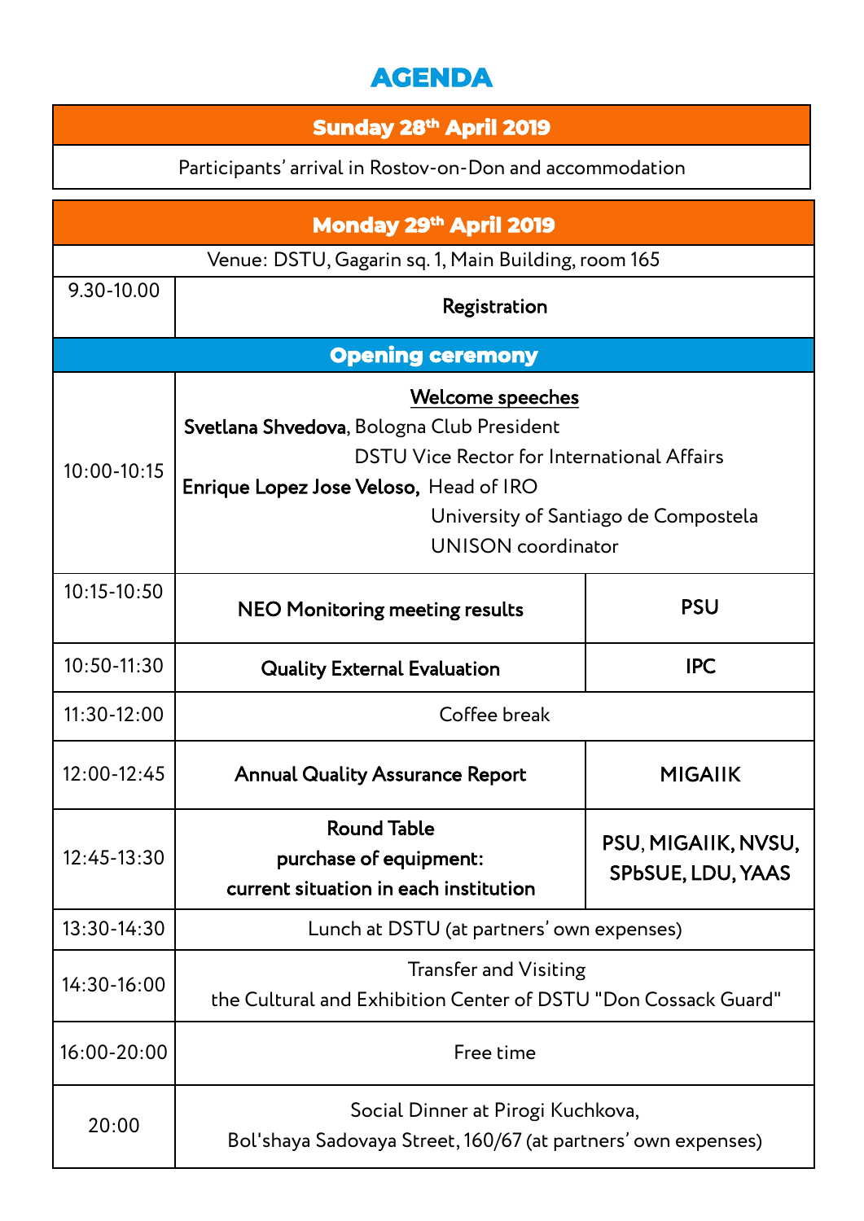# AGENDA

| Sunday 28th April 2019 |
| --- |
| Participants' arrival in Rostov-on-Don and accommodation |

| Monday 29th April 2019 | | |
| --- | --- | --- |
| Venue: DSTU, Gagarin sq. 1, Main Building, room 165 | | |
| 9.30-10.00 | **Registration** | |
| **Opening ceremony** | | |
| 10:00-10:15 | <u>**Welcome speeches**</u><br>**Svetlana Shvedova**, Bologna Club President<br>DSTU Vice Rector for International Affairs<br>**Enrique Lopez Jose Veloso,** Head of IRO<br>University of Santiago de Compostela<br>UNISON coordinator | |
| 10:15-10:50 | **NEO Monitoring meeting results** | **PSU** |
| 10:50-11:30 | **Quality External Evaluation** | **IPC** |
| 11:30-12:00 | Coffee break | |
| 12:00-12:45 | **Annual Quality Assurance Report** | **MIGAIIK** |
| 12:45-13:30 | **Round Table**<br>**purchase of equipment:**<br>**current situation in each institution** | **PSU, MIGAIIK, NVSU, SPbSUE, LDU, YAAS** |
| 13:30-14:30 | Lunch at DSTU (at partners' own expenses) | |
| 14:30-16:00 | Transfer and Visiting<br>the Cultural and Exhibition Center of DSTU "Don Cossack Guard" | |
| 16:00-20:00 | Free time | |
| 20:00 | Social Dinner at Pirogi Kuchkova,<br>Bol'shaya Sadovaya Street, 160/67 (at partners' own expenses) | |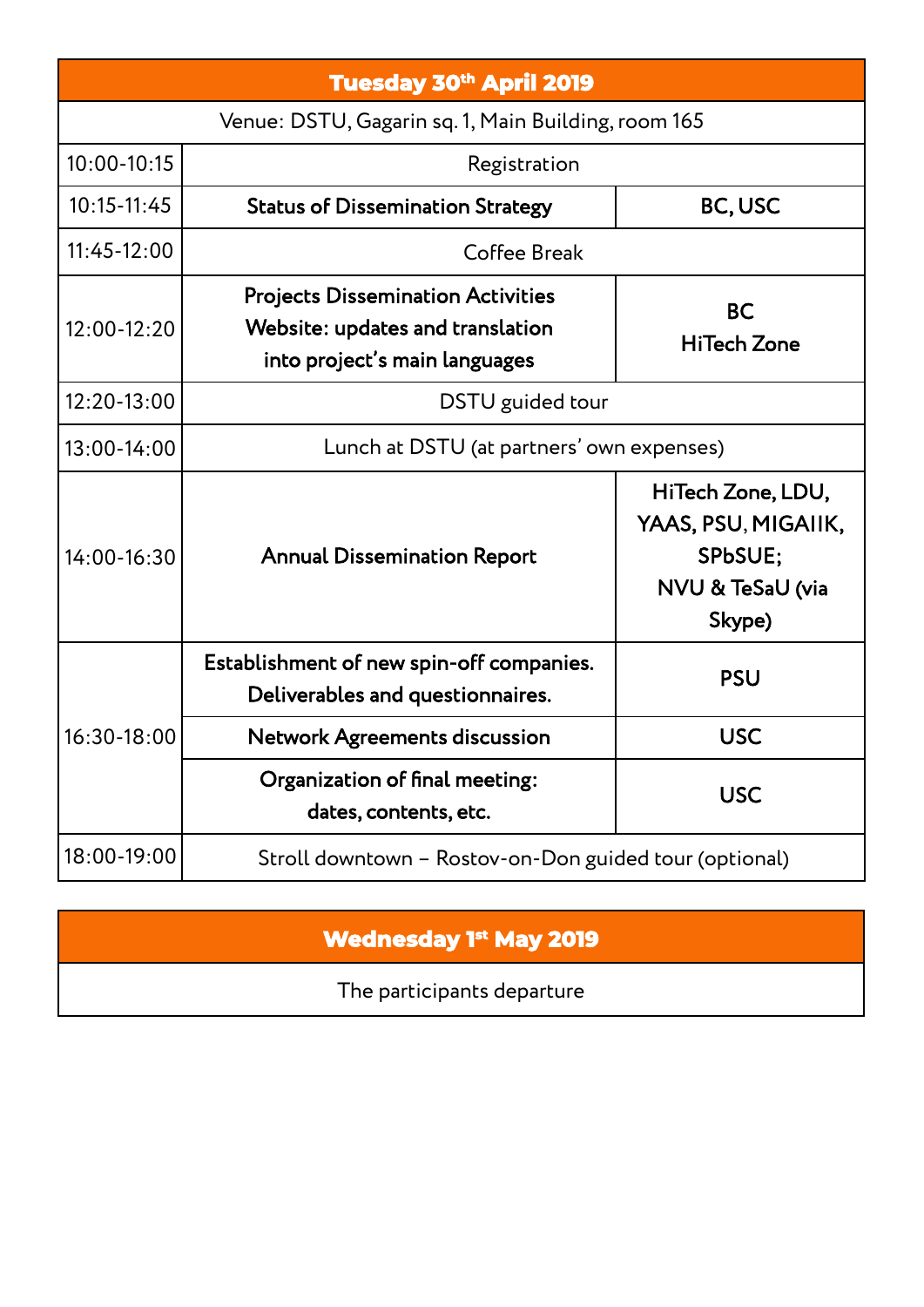| Tuesday 30th April 2019 | | |
|---|---|---|
| Venue: DSTU, Gagarin sq. 1, Main Building, room 165 | | |
| 10:00-10:15 | Registration | |
| 10:15-11:45 | **Status of Dissemination Strategy** | **BC, USC** |
| 11:45-12:00 | Coffee Break | |
| 12:00-12:20 | **Projects Dissemination Activities Website: updates and translation into project's main languages** | **BC HiTech Zone** |
| 12:20-13:00 | DSTU guided tour | |
| 13:00-14:00 | Lunch at DSTU (at partners' own expenses) | |
| 14:00-16:30 | **Annual Dissemination Report** | **HiTech Zone, LDU, YAAS, PSU, MIGAIIK, SPbSUE; NVU & TeSaU (via Skype)** |
| 16:30-18:00 | **Establishment of new spin-off companies. Deliverables and questionnaires.** | **PSU** |
| | **Network Agreements discussion** | **USC** |
| | **Organization of final meeting: dates, contents, etc.** | **USC** |
| 18:00-19:00 | Stroll downtown – Rostov-on-Don guided tour (optional) | |

| Wednesday 1st May 2019 |
|---|
| The participants departure |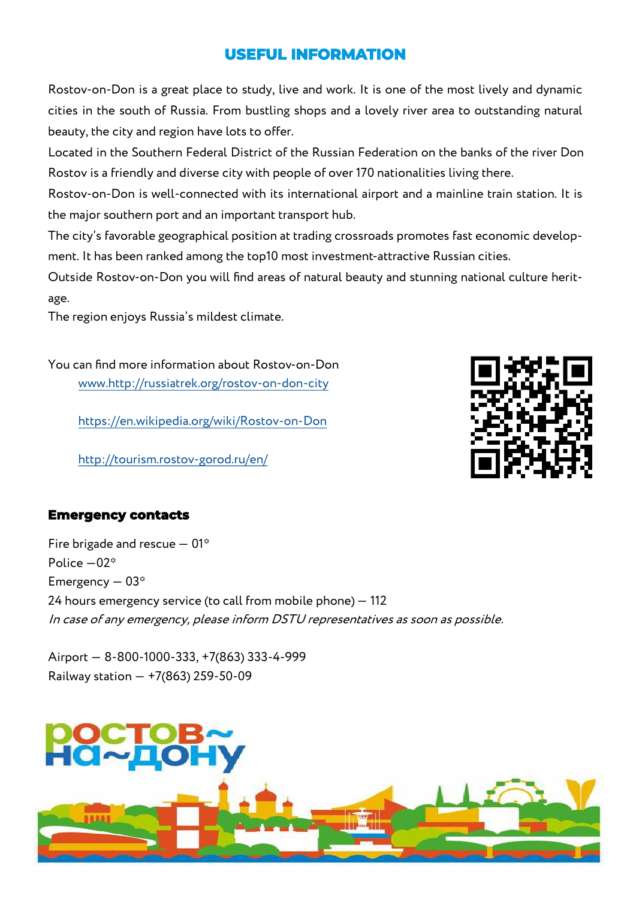## USEFUL INFORMATION

Rostov-on-Don is a great place to study, live and work. It is one of the most lively and dynamic cities in the south of Russia. From bustling shops and a lovely river area to outstanding natural beauty, the city and region have lots to offer.

Located in the Southern Federal District of the Russian Federation on the banks of the river Don Rostov is a friendly and diverse city with people of over 170 nationalities living there.

Rostov-on-Don is well-connected with its international airport and a mainline train station. It is the major southern port and an important transport hub.

The city's favorable geographical position at trading crossroads promotes fast economic development. It has been ranked among the top10 most investment-attractive Russian cities.

Outside Rostov-on-Don you will find areas of natural beauty and stunning national culture heritage.

The region enjoys Russia's mildest climate.

You can find more information about Rostov-on-Don

www.http://russiatrek.org/rostov-on-don-city

https://en.wikipedia.org/wiki/Rostov-on-Don

http://tourism.rostov-gorod.ru/en/

### Emergency contacts

Fire brigade and rescue — 01*
Police —02*
Emergency — 03*
24 hours emergency service (to call from mobile phone) — 112
*In case of any emergency, please inform DSTU representatives as soon as possible.*

Airport — 8-800-1000-333, +7(863) 333-4-999
Railway station — +7(863) 259-50-09

РОСТОВ~
НА~ДОНУ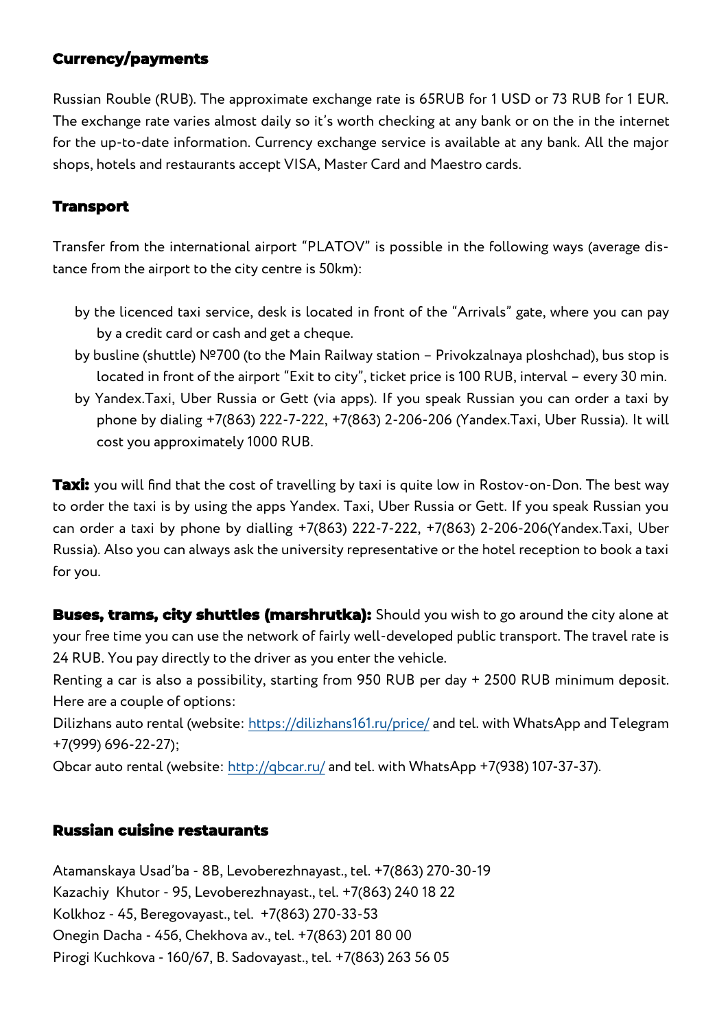## Currency/payments

Russian Rouble (RUB). The approximate exchange rate is 65RUB for 1 USD or 73 RUB for 1 EUR. The exchange rate varies almost daily so it's worth checking at any bank or on the in the internet for the up-to-date information. Currency exchange service is available at any bank. All the major shops, hotels and restaurants accept VISA, Master Card and Maestro cards.

## Transport

Transfer from the international airport "PLATOV" is possible in the following ways (average distance from the airport to the city centre is 50km):

- by the licenced taxi service, desk is located in front of the "Arrivals" gate, where you can pay by a credit card or cash and get a cheque.
- by busline (shuttle) №700 (to the Main Railway station – Privokzalnaya ploshchad), bus stop is located in front of the airport "Exit to city", ticket price is 100 RUB, interval – every 30 min.
- by Yandex.Taxi, Uber Russia or Gett (via apps). If you speak Russian you can order a taxi by phone by dialing +7(863) 222-7-222, +7(863) 2-206-206 (Yandex.Taxi, Uber Russia). It will cost you approximately 1000 RUB.

**Taxi:** you will find that the cost of travelling by taxi is quite low in Rostov-on-Don. The best way to order the taxi is by using the apps Yandex. Taxi, Uber Russia or Gett. If you speak Russian you can order a taxi by phone by dialling +7(863) 222-7-222, +7(863) 2-206-206(Yandex.Taxi, Uber Russia). Also you can always ask the university representative or the hotel reception to book a taxi for you.

**Buses, trams, city shuttles (marshrutka):** Should you wish to go around the city alone at your free time you can use the network of fairly well-developed public transport. The travel rate is 24 RUB. You pay directly to the driver as you enter the vehicle.

Renting a car is also a possibility, starting from 950 RUB per day + 2500 RUB minimum deposit. Here are a couple of options:

Dilizhans auto rental (website: https://dilizhans161.ru/price/ and tel. with WhatsApp and Telegram +7(999) 696-22-27);

Qbcar auto rental (website: http://qbcar.ru/ and tel. with WhatsApp +7(938) 107-37-37).

## Russian cuisine restaurants

Atamanskaya Usad'ba - 8B, Levoberezhnayast., tel. +7(863) 270-30-19
Kazachiy Khutor - 95, Levoberezhnayast., tel. +7(863) 240 18 22
Kolkhoz - 45, Beregovayast., tel. +7(863) 270-33-53
Onegin Dacha - 456, Chekhova av., tel. +7(863) 201 80 00
Pirogi Kuchkova - 160/67, B. Sadovayast., tel. +7(863) 263 56 05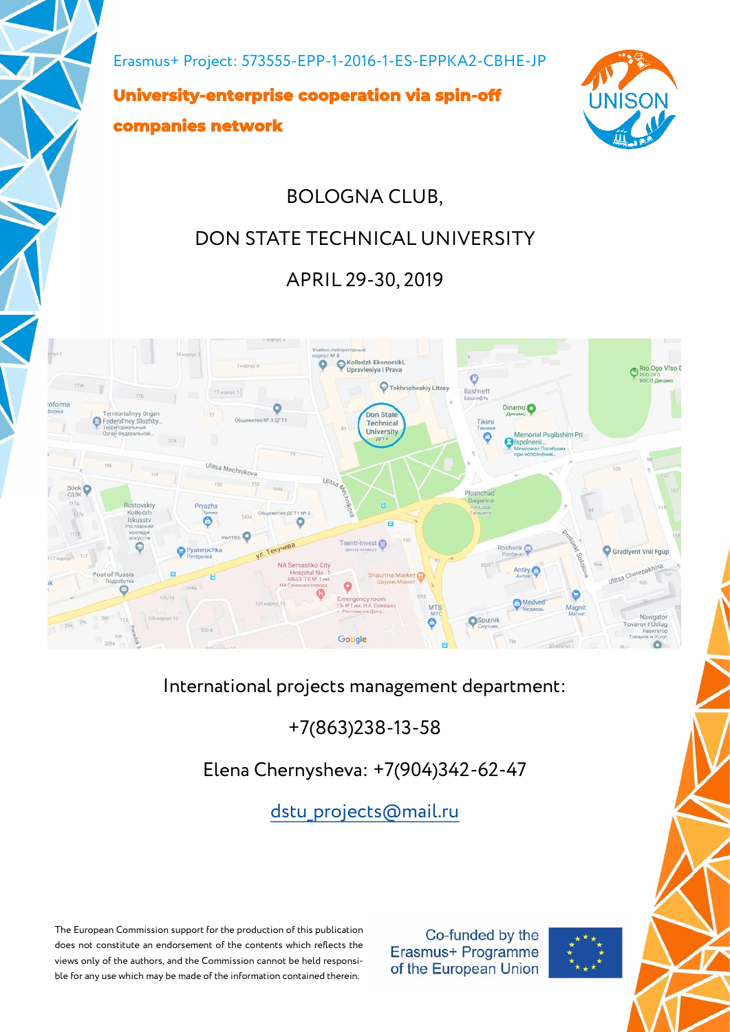Erasmus+ Project: 573555-EPP-1-2016-1-ES-EPPKA2-CBHE-JP

**University-enterprise cooperation via spin-off companies network**

# BOLOGNA CLUB, DON STATE TECHNICAL UNIVERSITY

## APRIL 29-30, 2019

International projects management department:

+7(863)238-13-58

Elena Chernysheva: +7(904)342-62-47

dstu_projects@mail.ru

The European Commission support for the production of this publication does not constitute an endorsement of the contents which reflects the views only of the authors, and the Commission cannot be held responsible for any use which may be made of the information contained therein.

Co-funded by the Erasmus+ Programme of the European Union